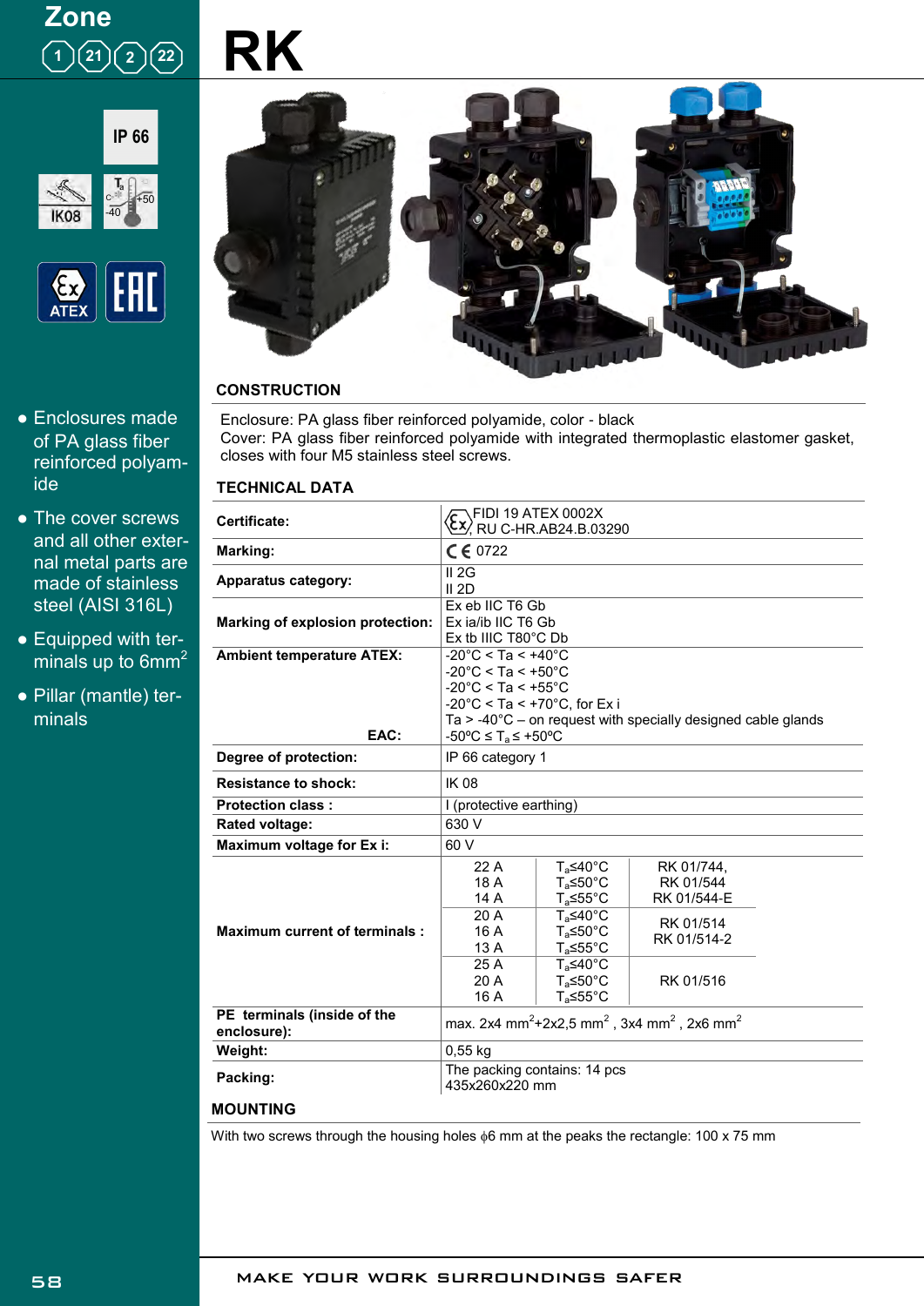Zone

1 21 2 22

# RK

IP 66

IK08

$T_a$ -40 +50

ATEX

EAC

- Enclosures made of PA glass fiber reinforced polyamide
- The cover screws and all other external metal parts are made of stainless steel (AISI 316L)
- Equipped with terminals up to 6mm$^2$
- Pillar (mantle) terminals

## CONSTRUCTION

Enclosure: PA glass fiber reinforced polyamide, color - black
Cover: PA glass fiber reinforced polyamide with integrated thermoplastic elastomer gasket, closes with four M5 stainless steel screws.

## TECHNICAL DATA

| | | | |
|---|---|---|---|
| **Certificate:** | Ex FIDI 19 ATEX 0002X, RU C-HR.AB24.B.03290 | | |
| **Marking:** | CE 0722 | | |
| **Apparatus category:** | II 2G<br>II 2D | | |
| **Marking of explosion protection:** | Ex eb IIC T6 Gb<br>Ex ia/ib IIC T6 Gb<br>Ex tb IIIC T80°C Db | | |
| **Ambient temperature ATEX:** | -20°C < Ta < +40°C<br>-20°C < Ta < +50°C<br>-20°C < Ta < +55°C<br>-20°C < Ta < +70°C, for Ex i<br>Ta > -40°C – on request with specially designed cable glands | | |
| **EAC:** | -50ºC ≤ $T_a$ ≤ +50ºC | | |
| **Degree of protection:** | IP 66 category 1 | | |
| **Resistance to shock:** | IK 08 | | |
| **Protection class :** | I (protective earthing) | | |
| **Rated voltage:** | 630 V | | |
| **Maximum voltage for Ex i:** | 60 V | | |
| **Maximum current of terminals :** | 22 A<br>18 A<br>14 A | $T_a$≤40°C<br>$T_a$≤50°C<br>$T_a$≤55°C | RK 01/744,<br>RK 01/544<br>RK 01/544-E |
| | 20 A<br>16 A<br>13 A | $T_a$≤40°C<br>$T_a$≤50°C<br>$T_a$≤55°C | RK 01/514<br>RK 01/514-2 |
| | 25 A<br>20 A<br>16 A | $T_a$≤40°C<br>$T_a$≤50°C<br>$T_a$≤55°C | RK 01/516 |
| **PE terminals (inside of the enclosure):** | max. 2x4 mm$^2$+2x2,5 mm$^2$ , 3x4 mm$^2$ , 2x6 mm$^2$ | | |
| **Weight:** | 0,55 kg | | |
| **Packing:** | The packing contains: 14 pcs<br>435x260x220 mm | | |

## MOUNTING

With two screws through the housing holes ϕ6 mm at the peaks the rectangle: 100 x 75 mm

MAKE YOUR WORK SURROUNDINGS SAFER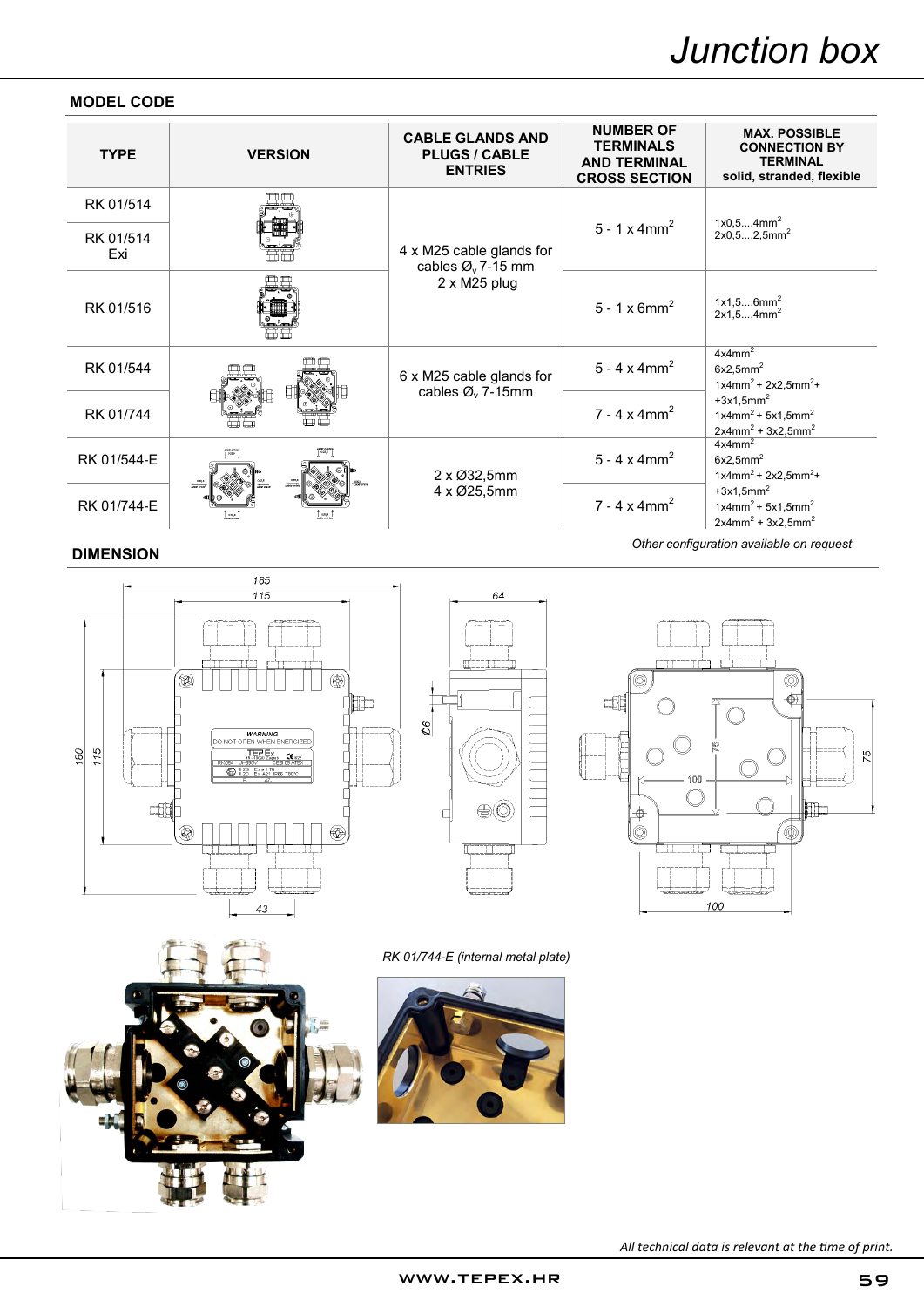# Junction box

## MODEL CODE

| TYPE | VERSION | CABLE GLANDS AND PLUGS / CABLE ENTRIES | NUMBER OF TERMINALS AND TERMINAL CROSS SECTION | MAX. POSSIBLE CONNECTION BY TERMINAL solid, stranded, flexible |
|---|---|---|---|---|
| RK 01/514 | | 4 x M25 cable glands for cables $Ø_v$ 7-15 mm<br>2 x M25 plug | 5 - 1 x $4mm^2$ | 1x0,5....$4mm^2$<br>2x0,5....$2{,}5mm^2$ |
| RK 01/514 Exi | | | | |
| RK 01/516 | | | 5 - 1 x $6mm^2$ | 1x1,5....$6mm^2$<br>2x1,5....$4mm^2$ |
| RK 01/544 | | 6 x M25 cable glands for cables $Ø_v$ 7-15mm | 5 - 4 x $4mm^2$ | $4x4mm^2$<br>$6x2{,}5mm^2$<br>$1x4mm^2$ + $2x2{,}5mm^2$+<br>+$3x1{,}5mm^2$<br>$1x4mm^2$ + $5x1{,}5mm^2$<br>$2x4mm^2$ + $3x2{,}5mm^2$ |
| RK 01/744 | | | 7 - 4 x $4mm^2$ | |
| RK 01/544-E | | 2 x Ø32,5mm<br>4 x Ø25,5mm | 5 - 4 x $4mm^2$ | $4x4mm^2$<br>$6x2{,}5mm^2$<br>$1x4mm^2$ + $2x2{,}5mm^2$+<br>+$3x1{,}5mm^2$<br>$1x4mm^2$ + $5x1{,}5mm^2$<br>$2x4mm^2$ + $3x2{,}5mm^2$ |
| RK 01/744-E | | | 7 - 4 x $4mm^2$ | |

*Other configuration available on request*

## DIMENSION

185
115
64
180
115
Ø6
75
100
75
43
100

WARNING
DO NOT OPEN WHEN ENERGIZED

*RK 01/744-E (internal metal plate)*

*All technical data is relevant at the time of print.*